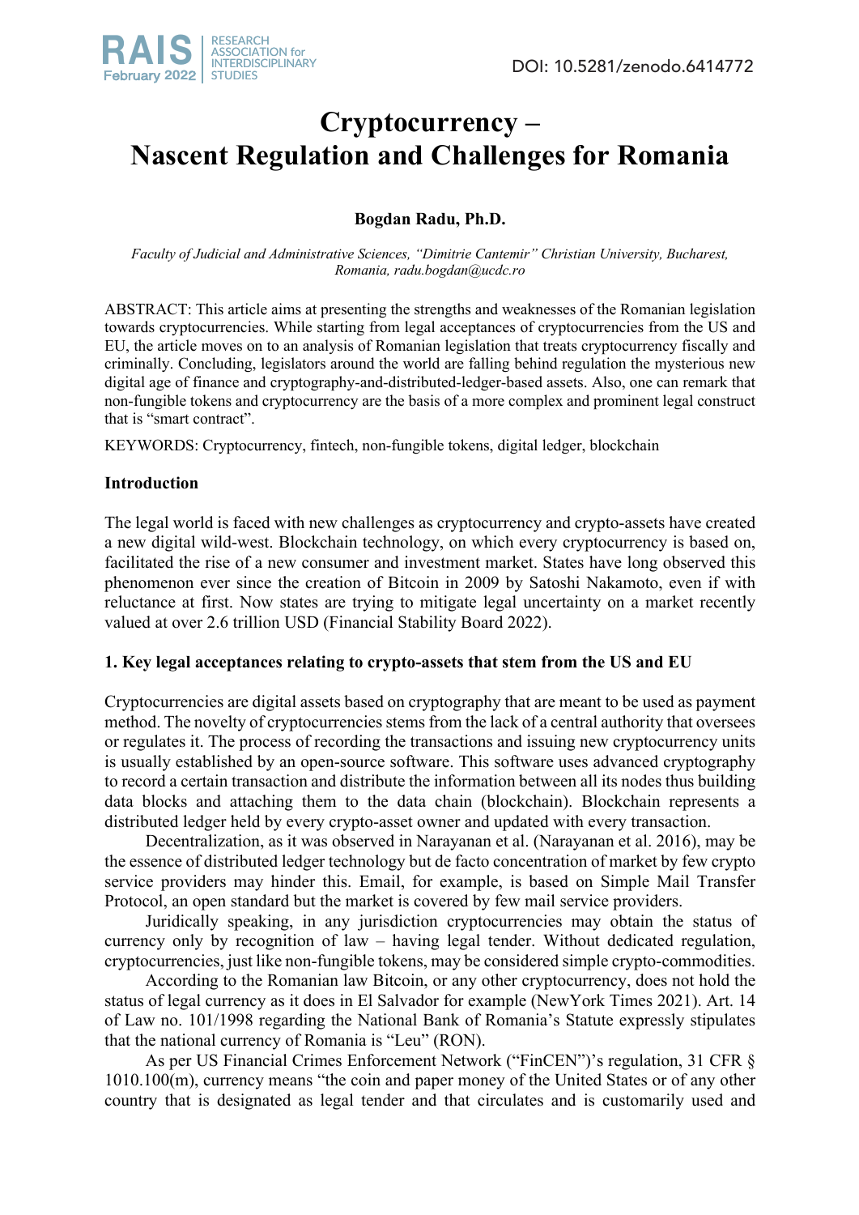# Cryptocurrency – Nascent Regulation and Challenges for Romania

**Bogdan Radu, Ph.D.**

*Faculty of Judicial and Administrative Sciences, "Dimitrie Cantemir" Christian University, Bucharest, Romania, radu.bogdan@ucdc.ro*

ABSTRACT: This article aims at presenting the strengths and weaknesses of the Romanian legislation towards cryptocurrencies. While starting from legal acceptances of cryptocurrencies from the US and EU, the article moves on to an analysis of Romanian legislation that treats cryptocurrency fiscally and criminally. Concluding, legislators around the world are falling behind regulation the mysterious new digital age of finance and cryptography-and-distributed-ledger-based assets. Also, one can remark that non-fungible tokens and cryptocurrency are the basis of a more complex and prominent legal construct that is "smart contract".

KEYWORDS: Cryptocurrency, fintech, non-fungible tokens, digital ledger, blockchain

## Introduction

The legal world is faced with new challenges as cryptocurrency and crypto-assets have created a new digital wild-west. Blockchain technology, on which every cryptocurrency is based on, facilitated the rise of a new consumer and investment market. States have long observed this phenomenon ever since the creation of Bitcoin in 2009 by Satoshi Nakamoto, even if with reluctance at first. Now states are trying to mitigate legal uncertainty on a market recently valued at over 2.6 trillion USD (Financial Stability Board 2022).

## 1. Key legal acceptances relating to crypto-assets that stem from the US and EU

Cryptocurrencies are digital assets based on cryptography that are meant to be used as payment method. The novelty of cryptocurrencies stems from the lack of a central authority that oversees or regulates it. The process of recording the transactions and issuing new cryptocurrency units is usually established by an open-source software. This software uses advanced cryptography to record a certain transaction and distribute the information between all its nodes thus building data blocks and attaching them to the data chain (blockchain). Blockchain represents a distributed ledger held by every crypto-asset owner and updated with every transaction.

Decentralization, as it was observed in Narayanan et al. (Narayanan et al. 2016), may be the essence of distributed ledger technology but de facto concentration of market by few crypto service providers may hinder this. Email, for example, is based on Simple Mail Transfer Protocol, an open standard but the market is covered by few mail service providers.

Juridically speaking, in any jurisdiction cryptocurrencies may obtain the status of currency only by recognition of law – having legal tender. Without dedicated regulation, cryptocurrencies, just like non-fungible tokens, may be considered simple crypto-commodities.

According to the Romanian law Bitcoin, or any other cryptocurrency, does not hold the status of legal currency as it does in El Salvador for example (NewYork Times 2021). Art. 14 of Law no. 101/1998 regarding the National Bank of Romania's Statute expressly stipulates that the national currency of Romania is "Leu" (RON).

As per US Financial Crimes Enforcement Network ("FinCEN")'s regulation, 31 CFR § 1010.100(m), currency means "the coin and paper money of the United States or of any other country that is designated as legal tender and that circulates and is customarily used and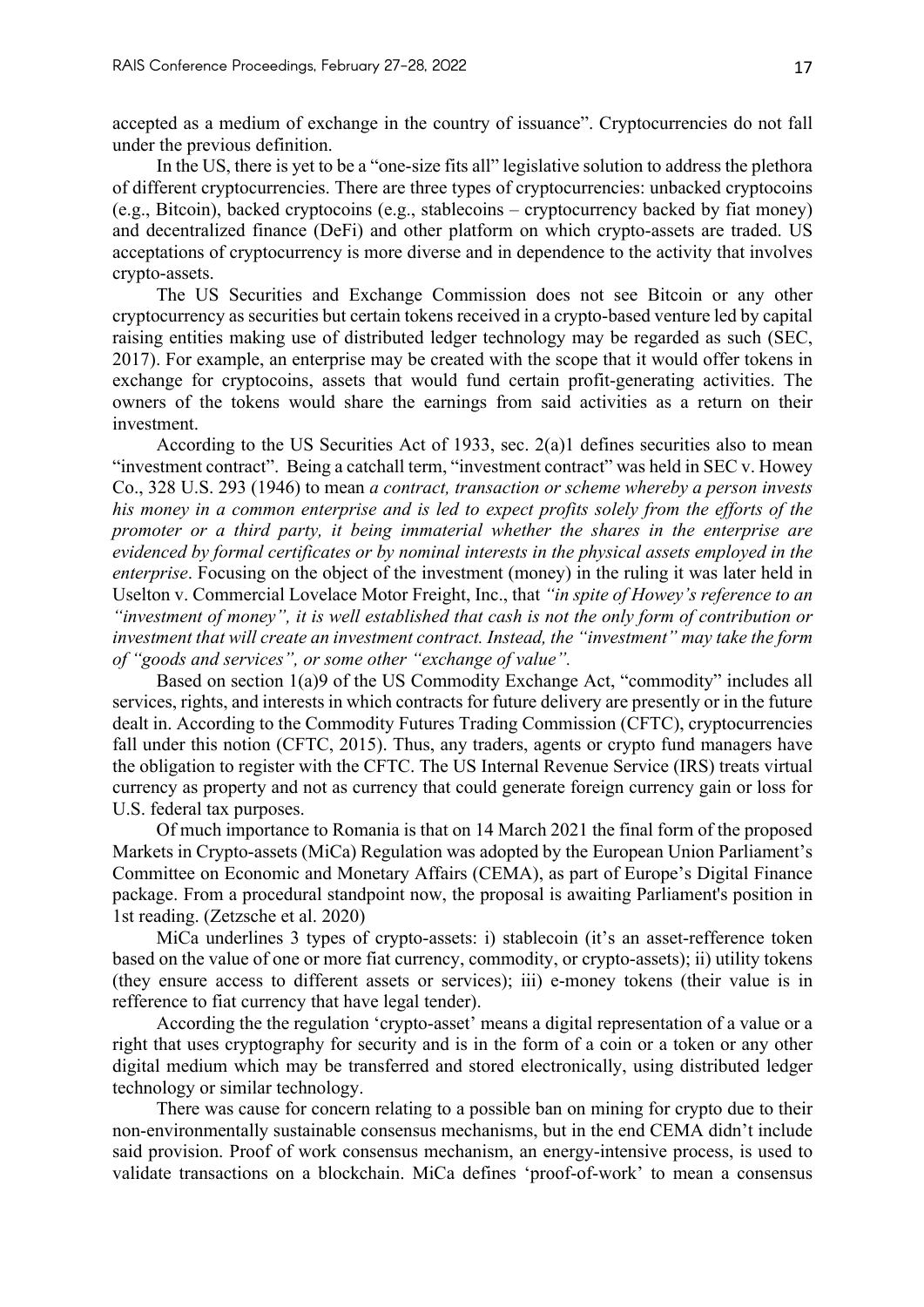accepted as a medium of exchange in the country of issuance". Cryptocurrencies do not fall under the previous definition.

In the US, there is yet to be a "one-size fits all" legislative solution to address the plethora of different cryptocurrencies. There are three types of cryptocurrencies: unbacked cryptocoins (e.g., Bitcoin), backed cryptocoins (e.g., stablecoins – cryptocurrency backed by fiat money) and decentralized finance (DeFi) and other platform on which crypto-assets are traded. US acceptations of cryptocurrency is more diverse and in dependence to the activity that involves crypto-assets.

The US Securities and Exchange Commission does not see Bitcoin or any other cryptocurrency as securities but certain tokens received in a crypto-based venture led by capital raising entities making use of distributed ledger technology may be regarded as such (SEC, 2017). For example, an enterprise may be created with the scope that it would offer tokens in exchange for cryptocoins, assets that would fund certain profit-generating activities. The owners of the tokens would share the earnings from said activities as a return on their investment.

According to the US Securities Act of 1933, sec. 2(a)1 defines securities also to mean "investment contract". Being a catchall term, "investment contract" was held in SEC v. Howey Co., 328 U.S. 293 (1946) to mean *a contract, transaction or scheme whereby a person invests his money in a common enterprise and is led to expect profits solely from the efforts of the promoter or a third party, it being immaterial whether the shares in the enterprise are evidenced by formal certificates or by nominal interests in the physical assets employed in the enterprise*. Focusing on the object of the investment (money) in the ruling it was later held in Uselton v. Commercial Lovelace Motor Freight, Inc., that *"in spite of Howey's reference to an "investment of money", it is well established that cash is not the only form of contribution or investment that will create an investment contract. Instead, the "investment" may take the form of "goods and services", or some other "exchange of value".*

Based on section 1(a)9 of the US Commodity Exchange Act, "commodity" includes all services, rights, and interests in which contracts for future delivery are presently or in the future dealt in. According to the Commodity Futures Trading Commission (CFTC), cryptocurrencies fall under this notion (CFTC, 2015). Thus, any traders, agents or crypto fund managers have the obligation to register with the CFTC. The US Internal Revenue Service (IRS) treats virtual currency as property and not as currency that could generate foreign currency gain or loss for U.S. federal tax purposes.

Of much importance to Romania is that on 14 March 2021 the final form of the proposed Markets in Crypto-assets (MiCa) Regulation was adopted by the European Union Parliament's Committee on Economic and Monetary Affairs (CEMA), as part of Europe's Digital Finance package. From a procedural standpoint now, the proposal is awaiting Parliament's position in 1st reading. (Zetzsche et al. 2020)

MiCa underlines 3 types of crypto-assets: i) stablecoin (it's an asset-refference token based on the value of one or more fiat currency, commodity, or crypto-assets); ii) utility tokens (they ensure access to different assets or services); iii) e-money tokens (their value is in refference to fiat currency that have legal tender).

According the the regulation 'crypto-asset' means a digital representation of a value or a right that uses cryptography for security and is in the form of a coin or a token or any other digital medium which may be transferred and stored electronically, using distributed ledger technology or similar technology.

There was cause for concern relating to a possible ban on mining for crypto due to their non-environmentally sustainable consensus mechanisms, but in the end CEMA didn't include said provision. Proof of work consensus mechanism, an energy-intensive process, is used to validate transactions on a blockchain. MiCa defines 'proof-of-work' to mean a consensus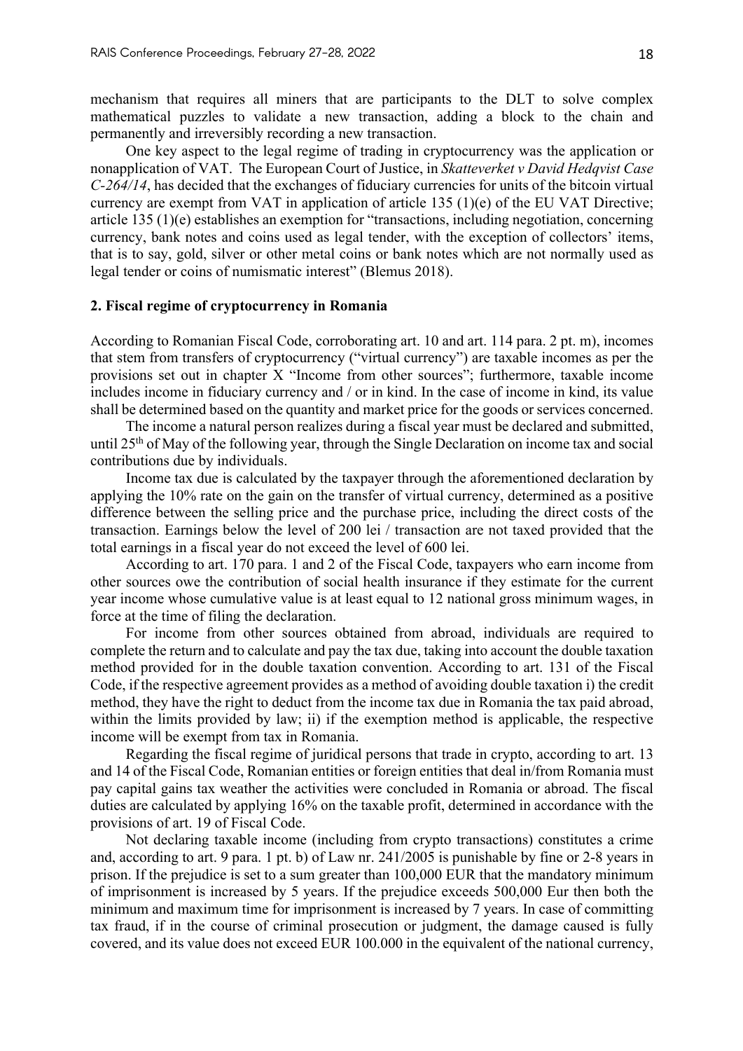mechanism that requires all miners that are participants to the DLT to solve complex mathematical puzzles to validate a new transaction, adding a block to the chain and permanently and irreversibly recording a new transaction.

One key aspect to the legal regime of trading in cryptocurrency was the application or nonapplication of VAT. The European Court of Justice, in *Skatteverket v David Hedqvist Case C-264/14*, has decided that the exchanges of fiduciary currencies for units of the bitcoin virtual currency are exempt from VAT in application of article 135 (1)(e) of the EU VAT Directive; article 135 (1)(e) establishes an exemption for "transactions, including negotiation, concerning currency, bank notes and coins used as legal tender, with the exception of collectors' items, that is to say, gold, silver or other metal coins or bank notes which are not normally used as legal tender or coins of numismatic interest" (Blemus 2018).

## 2. Fiscal regime of cryptocurrency in Romania

According to Romanian Fiscal Code, corroborating art. 10 and art. 114 para. 2 pt. m), incomes that stem from transfers of cryptocurrency ("virtual currency") are taxable incomes as per the provisions set out in chapter X "Income from other sources"; furthermore, taxable income includes income in fiduciary currency and / or in kind. In the case of income in kind, its value shall be determined based on the quantity and market price for the goods or services concerned.

The income a natural person realizes during a fiscal year must be declared and submitted, until 25th of May of the following year, through the Single Declaration on income tax and social contributions due by individuals.

Income tax due is calculated by the taxpayer through the aforementioned declaration by applying the 10% rate on the gain on the transfer of virtual currency, determined as a positive difference between the selling price and the purchase price, including the direct costs of the transaction. Earnings below the level of 200 lei / transaction are not taxed provided that the total earnings in a fiscal year do not exceed the level of 600 lei.

According to art. 170 para. 1 and 2 of the Fiscal Code, taxpayers who earn income from other sources owe the contribution of social health insurance if they estimate for the current year income whose cumulative value is at least equal to 12 national gross minimum wages, in force at the time of filing the declaration.

For income from other sources obtained from abroad, individuals are required to complete the return and to calculate and pay the tax due, taking into account the double taxation method provided for in the double taxation convention. According to art. 131 of the Fiscal Code, if the respective agreement provides as a method of avoiding double taxation i) the credit method, they have the right to deduct from the income tax due in Romania the tax paid abroad, within the limits provided by law; ii) if the exemption method is applicable, the respective income will be exempt from tax in Romania.

Regarding the fiscal regime of juridical persons that trade in crypto, according to art. 13 and 14 of the Fiscal Code, Romanian entities or foreign entities that deal in/from Romania must pay capital gains tax weather the activities were concluded in Romania or abroad. The fiscal duties are calculated by applying 16% on the taxable profit, determined in accordance with the provisions of art. 19 of Fiscal Code.

Not declaring taxable income (including from crypto transactions) constitutes a crime and, according to art. 9 para. 1 pt. b) of Law nr. 241/2005 is punishable by fine or 2-8 years in prison. If the prejudice is set to a sum greater than 100,000 EUR that the mandatory minimum of imprisonment is increased by 5 years. If the prejudice exceeds 500,000 Eur then both the minimum and maximum time for imprisonment is increased by 7 years. In case of committing tax fraud, if in the course of criminal prosecution or judgment, the damage caused is fully covered, and its value does not exceed EUR 100.000 in the equivalent of the national currency,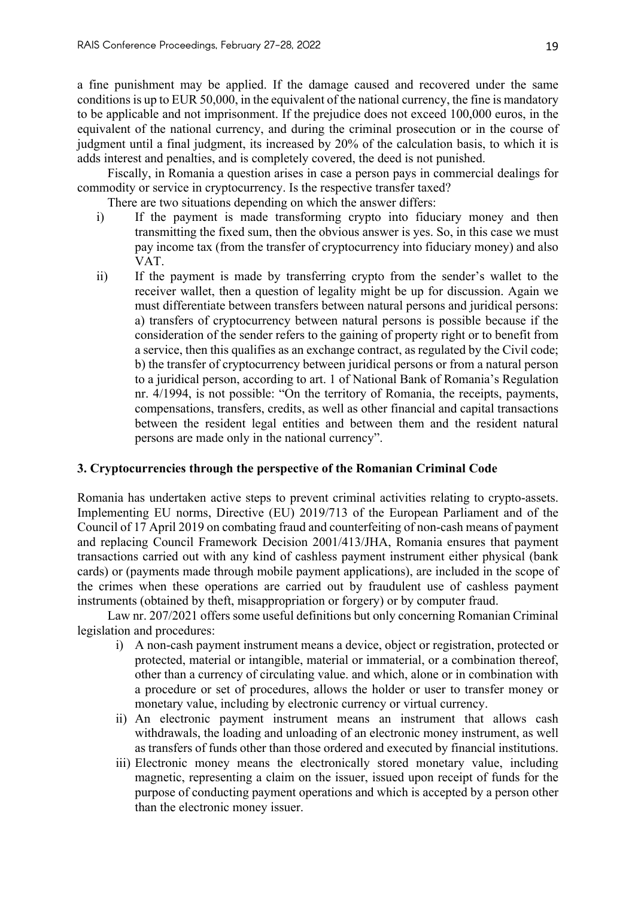a fine punishment may be applied. If the damage caused and recovered under the same conditions is up to EUR 50,000, in the equivalent of the national currency, the fine is mandatory to be applicable and not imprisonment. If the prejudice does not exceed 100,000 euros, in the equivalent of the national currency, and during the criminal prosecution or in the course of judgment until a final judgment, its increased by 20% of the calculation basis, to which it is adds interest and penalties, and is completely covered, the deed is not punished.

Fiscally, in Romania a question arises in case a person pays in commercial dealings for commodity or service in cryptocurrency. Is the respective transfer taxed?

There are two situations depending on which the answer differs:

i) If the payment is made transforming crypto into fiduciary money and then transmitting the fixed sum, then the obvious answer is yes. So, in this case we must pay income tax (from the transfer of cryptocurrency into fiduciary money) and also VAT.
ii) If the payment is made by transferring crypto from the sender's wallet to the receiver wallet, then a question of legality might be up for discussion. Again we must differentiate between transfers between natural persons and juridical persons: a) transfers of cryptocurrency between natural persons is possible because if the consideration of the sender refers to the gaining of property right or to benefit from a service, then this qualifies as an exchange contract, as regulated by the Civil code; b) the transfer of cryptocurrency between juridical persons or from a natural person to a juridical person, according to art. 1 of National Bank of Romania's Regulation nr. 4/1994, is not possible: "On the territory of Romania, the receipts, payments, compensations, transfers, credits, as well as other financial and capital transactions between the resident legal entities and between them and the resident natural persons are made only in the national currency".

## 3. Cryptocurrencies through the perspective of the Romanian Criminal Code

Romania has undertaken active steps to prevent criminal activities relating to crypto-assets. Implementing EU norms, Directive (EU) 2019/713 of the European Parliament and of the Council of 17 April 2019 on combating fraud and counterfeiting of non-cash means of payment and replacing Council Framework Decision 2001/413/JHA, Romania ensures that payment transactions carried out with any kind of cashless payment instrument either physical (bank cards) or (payments made through mobile payment applications), are included in the scope of the crimes when these operations are carried out by fraudulent use of cashless payment instruments (obtained by theft, misappropriation or forgery) or by computer fraud.

Law nr. 207/2021 offers some useful definitions but only concerning Romanian Criminal legislation and procedures:

i) A non-cash payment instrument means a device, object or registration, protected or protected, material or intangible, material or immaterial, or a combination thereof, other than a currency of circulating value. and which, alone or in combination with a procedure or set of procedures, allows the holder or user to transfer money or monetary value, including by electronic currency or virtual currency.
ii) An electronic payment instrument means an instrument that allows cash withdrawals, the loading and unloading of an electronic money instrument, as well as transfers of funds other than those ordered and executed by financial institutions.
iii) Electronic money means the electronically stored monetary value, including magnetic, representing a claim on the issuer, issued upon receipt of funds for the purpose of conducting payment operations and which is accepted by a person other than the electronic money issuer.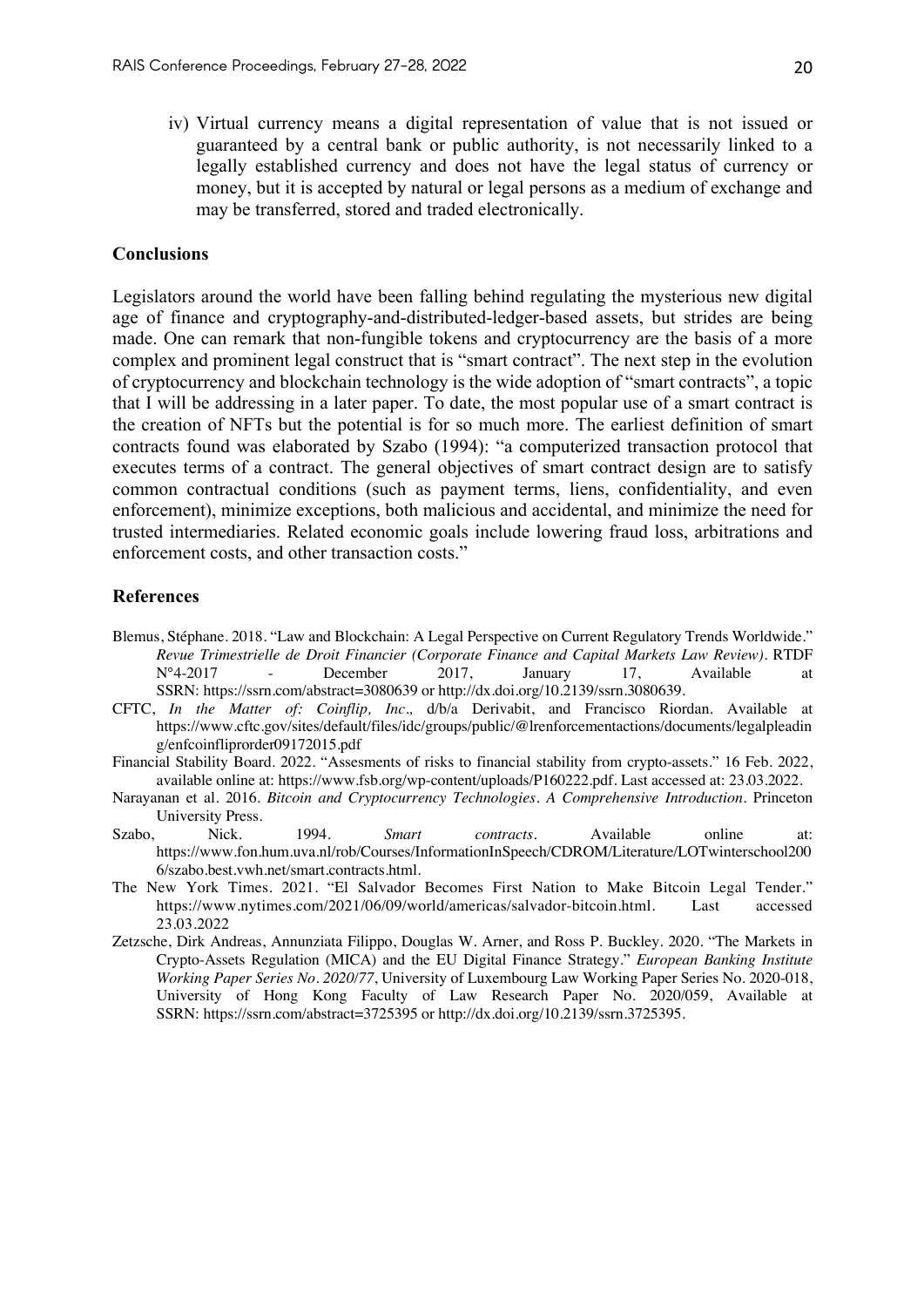iv) Virtual currency means a digital representation of value that is not issued or guaranteed by a central bank or public authority, is not necessarily linked to a legally established currency and does not have the legal status of currency or money, but it is accepted by natural or legal persons as a medium of exchange and may be transferred, stored and traded electronically.

## Conclusions

Legislators around the world have been falling behind regulating the mysterious new digital age of finance and cryptography-and-distributed-ledger-based assets, but strides are being made. One can remark that non-fungible tokens and cryptocurrency are the basis of a more complex and prominent legal construct that is "smart contract". The next step in the evolution of cryptocurrency and blockchain technology is the wide adoption of "smart contracts", a topic that I will be addressing in a later paper. To date, the most popular use of a smart contract is the creation of NFTs but the potential is for so much more. The earliest definition of smart contracts found was elaborated by Szabo (1994): "a computerized transaction protocol that executes terms of a contract. The general objectives of smart contract design are to satisfy common contractual conditions (such as payment terms, liens, confidentiality, and even enforcement), minimize exceptions, both malicious and accidental, and minimize the need for trusted intermediaries. Related economic goals include lowering fraud loss, arbitrations and enforcement costs, and other transaction costs."

## References

Blemus, Stéphane. 2018. "Law and Blockchain: A Legal Perspective on Current Regulatory Trends Worldwide." *Revue Trimestrielle de Droit Financier (Corporate Finance and Capital Markets Law Review)*. RTDF N°4-2017 - December 2017, January 17, Available at SSRN: https://ssrn.com/abstract=3080639 or http://dx.doi.org/10.2139/ssrn.3080639.

CFTC, *In the Matter of: Coinflip, Inc.,* d/b/a Derivabit, and Francisco Riordan. Available at https://www.cftc.gov/sites/default/files/idc/groups/public/@lrenforcementactions/documents/legalpleading/enfcoinfliprorder09172015.pdf

Financial Stability Board. 2022. "Assesments of risks to financial stability from crypto-assets." 16 Feb. 2022, available online at: https://www.fsb.org/wp-content/uploads/P160222.pdf. Last accessed at: 23.03.2022.

Narayanan et al. 2016. *Bitcoin and Cryptocurrency Technologies. A Comprehensive Introduction*. Princeton University Press.

Szabo, Nick. 1994. *Smart contracts*. Available online at: https://www.fon.hum.uva.nl/rob/Courses/InformationInSpeech/CDROM/Literature/LOTwinterschool2006/szabo.best.vwh.net/smart.contracts.html.

The New York Times. 2021. "El Salvador Becomes First Nation to Make Bitcoin Legal Tender." https://www.nytimes.com/2021/06/09/world/americas/salvador-bitcoin.html. Last accessed 23.03.2022

Zetzsche, Dirk Andreas, Annunziata Filippo, Douglas W. Arner, and Ross P. Buckley. 2020. "The Markets in Crypto-Assets Regulation (MICA) and the EU Digital Finance Strategy." *European Banking Institute Working Paper Series No. 2020/77*, University of Luxembourg Law Working Paper Series No. 2020-018, University of Hong Kong Faculty of Law Research Paper No. 2020/059, Available at SSRN: https://ssrn.com/abstract=3725395 or http://dx.doi.org/10.2139/ssrn.3725395.